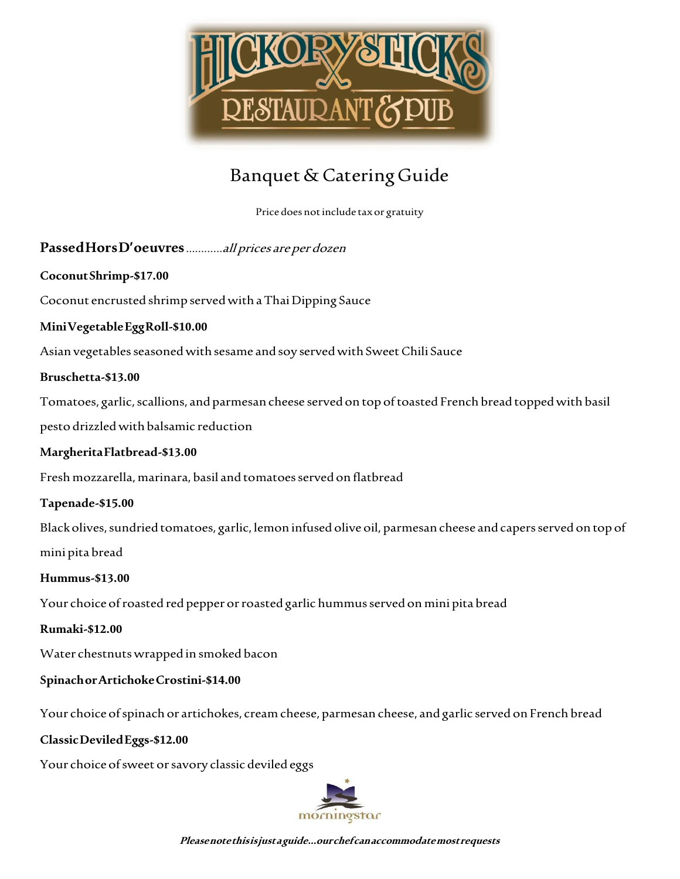# Hickory Sticks Restaurant & Pub

## Banquet & Catering Guide

Price does not include tax or gratuity

### Passed Hors D'oeuvres ............*all prices are per dozen*

**Coconut Shrimp-$17.00**

Coconut encrusted shrimp served with a Thai Dipping Sauce

**Mini Vegetable Egg Roll-$10.00**

Asian vegetables seasoned with sesame and soy served with Sweet Chili Sauce

**Bruschetta-$13.00**

Tomatoes, garlic, scallions, and parmesan cheese served on top of toasted French bread topped with basil pesto drizzled with balsamic reduction

**Margherita Flatbread-$13.00**

Fresh mozzarella, marinara, basil and tomatoes served on flatbread

**Tapenade-$15.00**

Black olives, sundried tomatoes, garlic, lemon infused olive oil, parmesan cheese and capers served on top of mini pita bread

**Hummus-$13.00**

Your choice of roasted red pepper or roasted garlic hummus served on mini pita bread

**Rumaki-$12.00**

Water chestnuts wrapped in smoked bacon

**Spinach or Artichoke Crostini-$14.00**

Your choice of spinach or artichokes, cream cheese, parmesan cheese, and garlic served on French bread

**Classic Deviled Eggs-$12.00**

Your choice of sweet or savory classic deviled eggs

morningstar

***Please note this is just a guide...our chef can accommodate most requests***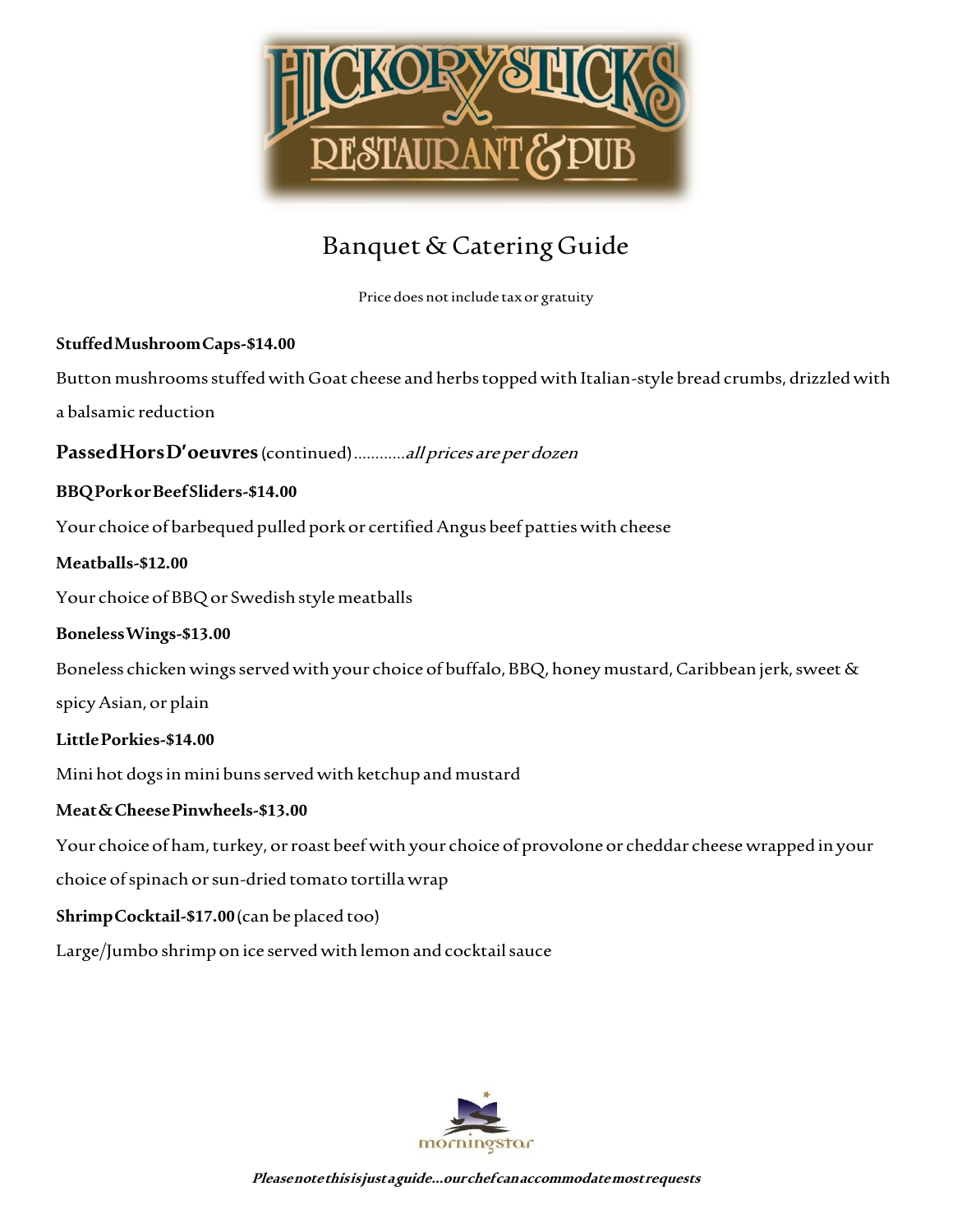# HICKORY STICKS RESTAURANT & PUB

## Banquet & Catering Guide

Price does not include tax or gratuity

**Stuffed Mushroom Caps-$14.00**

Button mushrooms stuffed with Goat cheese and herbs topped with Italian-style bread crumbs, drizzled with a balsamic reduction

### Passed Hors D'oeuvres (continued) ............*all prices are per dozen*

**BBQ Pork or Beef Sliders-$14.00**

Your choice of barbequed pulled pork or certified Angus beef patties with cheese

**Meatballs-$12.00**

Your choice of BBQ or Swedish style meatballs

**Boneless Wings-$13.00**

Boneless chicken wings served with your choice of buffalo, BBQ, honey mustard, Caribbean jerk, sweet & spicy Asian, or plain

**Little Porkies-$14.00**

Mini hot dogs in mini buns served with ketchup and mustard

**Meat & Cheese Pinwheels-$13.00**

Your choice of ham, turkey, or roast beef with your choice of provolone or cheddar cheese wrapped in your choice of spinach or sun-dried tomato tortilla wrap

**Shrimp Cocktail-$17.00** (can be placed too)

Large/Jumbo shrimp on ice served with lemon and cocktail sauce

morningstar

***Please note this is just a guide...our chef can accommodate most requests***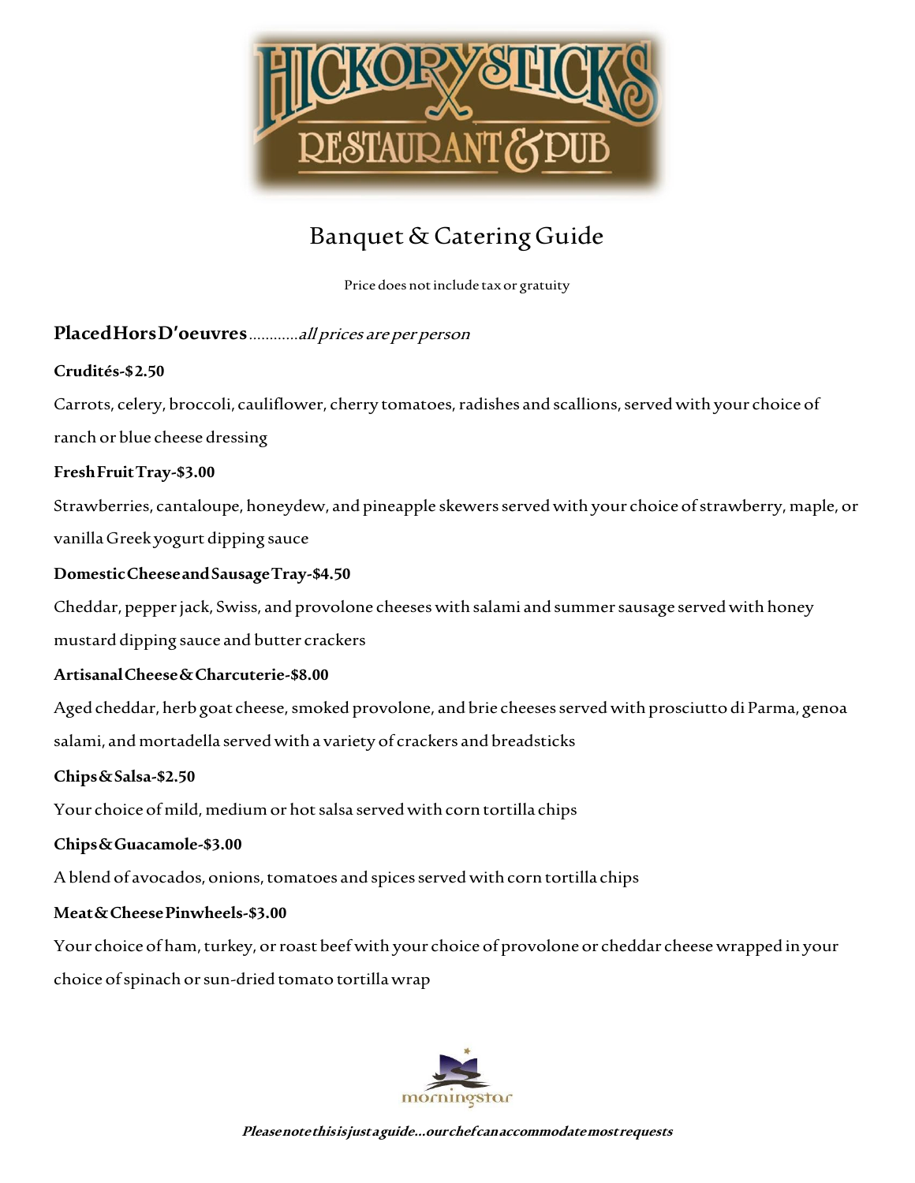# Hickory Sticks Restaurant & Pub

## Banquet & Catering Guide

Price does not include tax or gratuity

**Placed Hors D'oeuvres**............*all prices are per person*

**Crudités-$2.50**

Carrots, celery, broccoli, cauliflower, cherry tomatoes, radishes and scallions, served with your choice of ranch or blue cheese dressing

**Fresh Fruit Tray-$3.00**

Strawberries, cantaloupe, honeydew, and pineapple skewers served with your choice of strawberry, maple, or vanilla Greek yogurt dipping sauce

**Domestic Cheese and Sausage Tray-$4.50**

Cheddar, pepper jack, Swiss, and provolone cheeses with salami and summer sausage served with honey mustard dipping sauce and butter crackers

**Artisanal Cheese & Charcuterie-$8.00**

Aged cheddar, herb goat cheese, smoked provolone, and brie cheeses served with prosciutto di Parma, genoa salami, and mortadella served with a variety of crackers and breadsticks

**Chips & Salsa-$2.50**

Your choice of mild, medium or hot salsa served with corn tortilla chips

**Chips & Guacamole-$3.00**

A blend of avocados, onions, tomatoes and spices served with corn tortilla chips

**Meat & Cheese Pinwheels-$3.00**

Your choice of ham, turkey, or roast beef with your choice of provolone or cheddar cheese wrapped in your choice of spinach or sun-dried tomato tortilla wrap

morningstar

***Please note this is just a guide...our chef can accommodate most requests***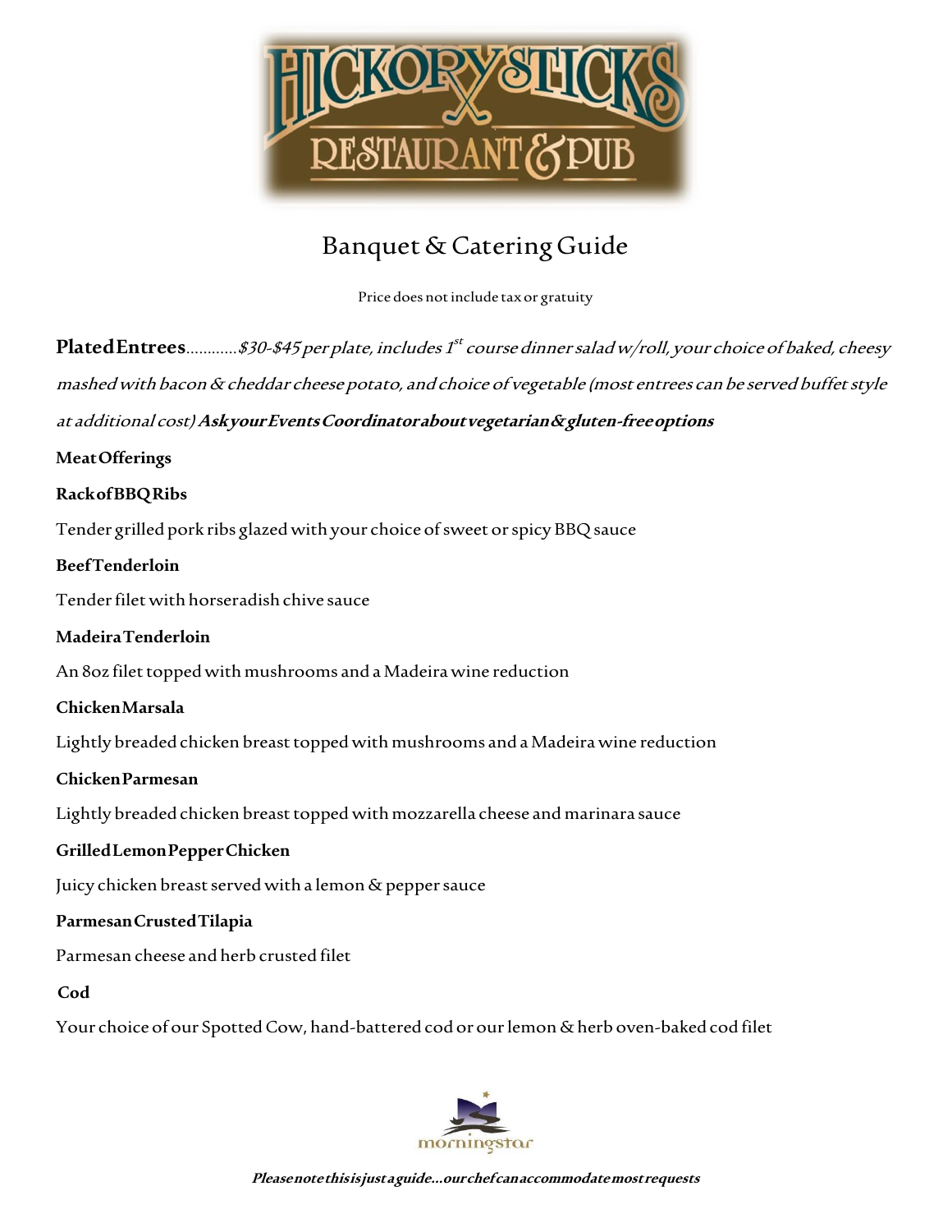# Hickory Sticks Restaurant & Pub

## Banquet & Catering Guide

Price does not include tax or gratuity

**Plated Entrees**............*$30-$45 per plate, includes 1st course dinner salad w/roll, your choice of baked, cheesy mashed with bacon & cheddar cheese potato, and choice of vegetable (most entrees can be served buffet style at additional cost)* ***Ask your Events Coordinator about vegetarian & gluten-free options***

**Meat Offerings**

**Rack of BBQ Ribs**

Tender grilled pork ribs glazed with your choice of sweet or spicy BBQ sauce

**Beef Tenderloin**

Tender filet with horseradish chive sauce

**Madeira Tenderloin**

An 8oz filet topped with mushrooms and a Madeira wine reduction

**Chicken Marsala**

Lightly breaded chicken breast topped with mushrooms and a Madeira wine reduction

**Chicken Parmesan**

Lightly breaded chicken breast topped with mozzarella cheese and marinara sauce

**Grilled Lemon Pepper Chicken**

Juicy chicken breast served with a lemon & pepper sauce

**Parmesan Crusted Tilapia**

Parmesan cheese and herb crusted filet

**Cod**

Your choice of our Spotted Cow, hand-battered cod or our lemon & herb oven-baked cod filet

morningstar

***Please note this is just a guide…our chef can accommodate most requests***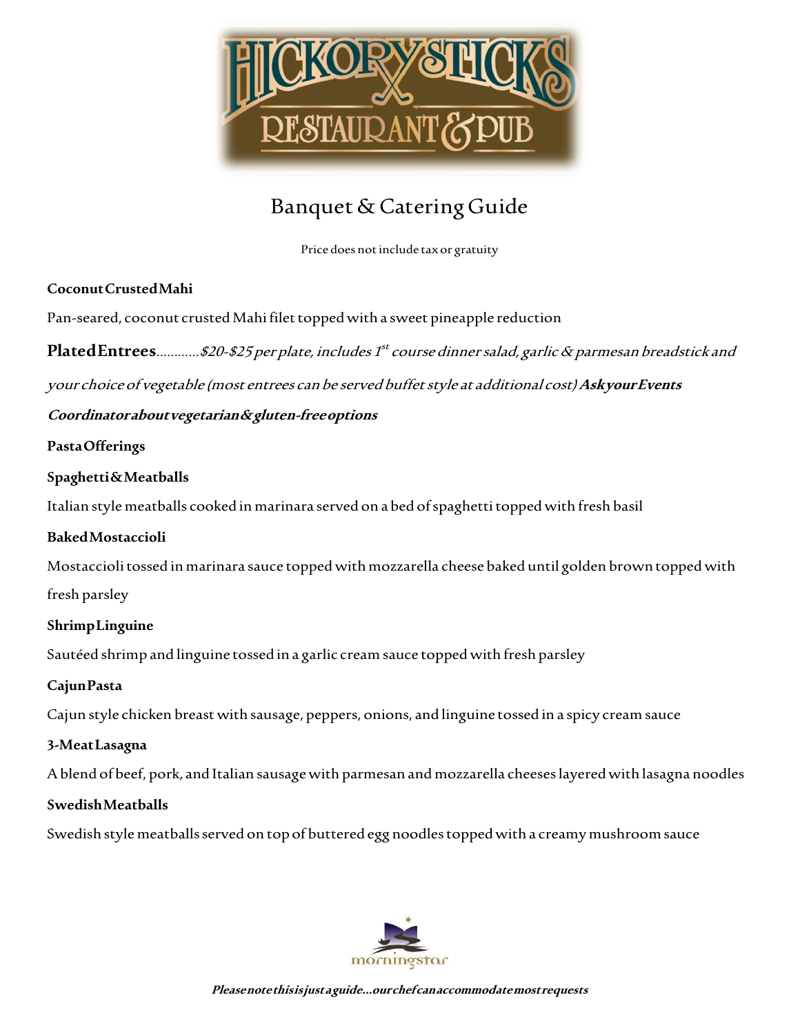# Banquet & Catering Guide

Price does not include tax or gratuity

**Coconut Crusted Mahi**

Pan-seared, coconut crusted Mahi filet topped with a sweet pineapple reduction

**Plated Entrees**............*$20-$25 per plate, includes 1st course dinner salad, garlic & parmesan breadstick and your choice of vegetable (most entrees can be served buffet style at additional cost)* ***Ask your Events Coordinator about vegetarian & gluten-free options***

**Pasta Offerings**

**Spaghetti & Meatballs**

Italian style meatballs cooked in marinara served on a bed of spaghetti topped with fresh basil

**Baked Mostaccioli**

Mostaccioli tossed in marinara sauce topped with mozzarella cheese baked until golden brown topped with fresh parsley

**Shrimp Linguine**

Sautéed shrimp and linguine tossed in a garlic cream sauce topped with fresh parsley

**Cajun Pasta**

Cajun style chicken breast with sausage, peppers, onions, and linguine tossed in a spicy cream sauce

**3-Meat Lasagna**

A blend of beef, pork, and Italian sausage with parmesan and mozzarella cheeses layered with lasagna noodles

**Swedish Meatballs**

Swedish style meatballs served on top of buttered egg noodles topped with a creamy mushroom sauce

***Please note this is just a guide...our chef can accommodate most requests***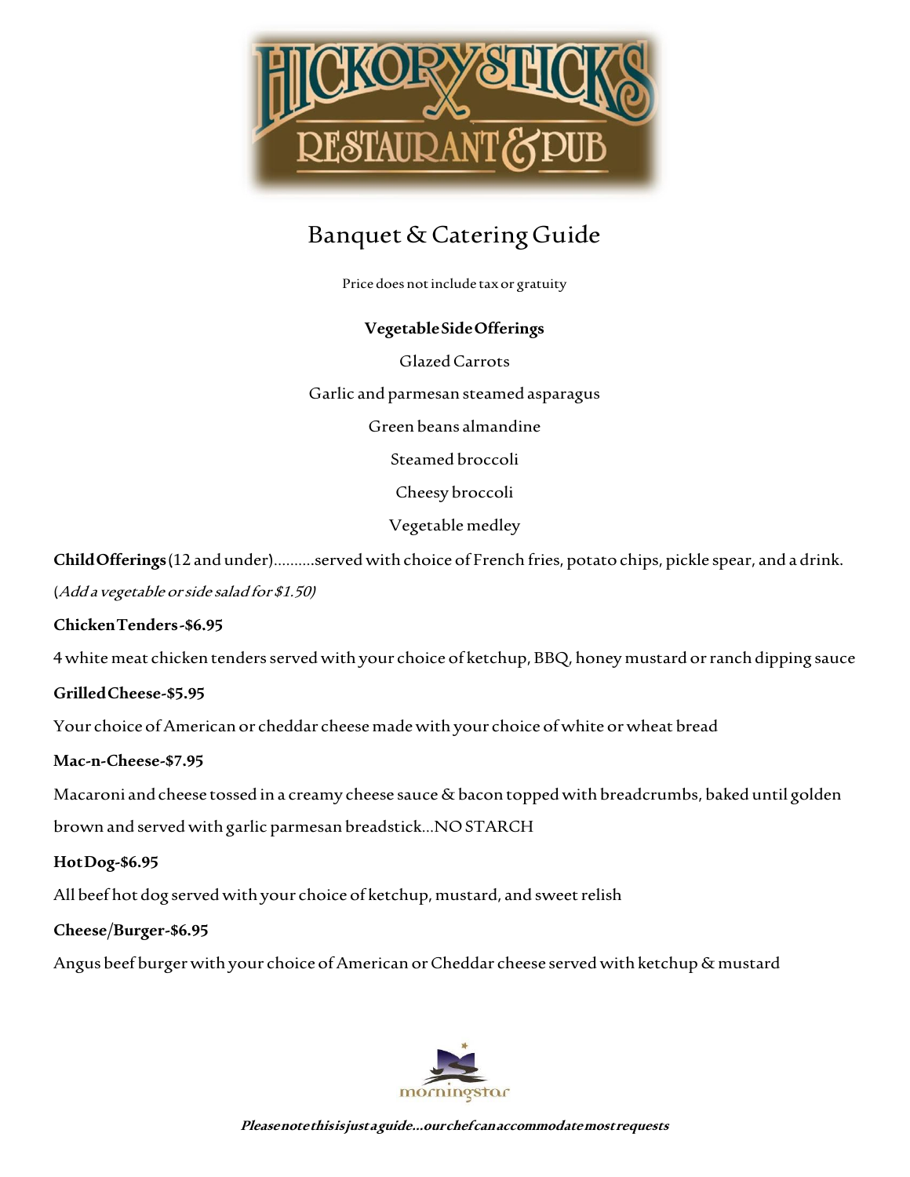# HICKORY STICKS RESTAURANT & PUB

## Banquet & Catering Guide

Price does not include tax or gratuity

**Vegetable Side Offerings**

Glazed Carrots

Garlic and parmesan steamed asparagus

Green beans almandine

Steamed broccoli

Cheesy broccoli

Vegetable medley

**Child Offerings** (12 and under)..........served with choice of French fries, potato chips, pickle spear, and a drink.

*(Add a vegetable or side salad for $1.50)*

**Chicken Tenders-$6.95**

4 white meat chicken tenders served with your choice of ketchup, BBQ, honey mustard or ranch dipping sauce

**Grilled Cheese-$5.95**

Your choice of American or cheddar cheese made with your choice of white or wheat bread

**Mac-n-Cheese-$7.95**

Macaroni and cheese tossed in a creamy cheese sauce & bacon topped with breadcrumbs, baked until golden brown and served with garlic parmesan breadstick...NO STARCH

**Hot Dog-$6.95**

All beef hot dog served with your choice of ketchup, mustard, and sweet relish

**Cheese/Burger-$6.95**

Angus beef burger with your choice of American or Cheddar cheese served with ketchup & mustard

morningstar

***Please note this is just a guide...our chef can accommodate most requests***